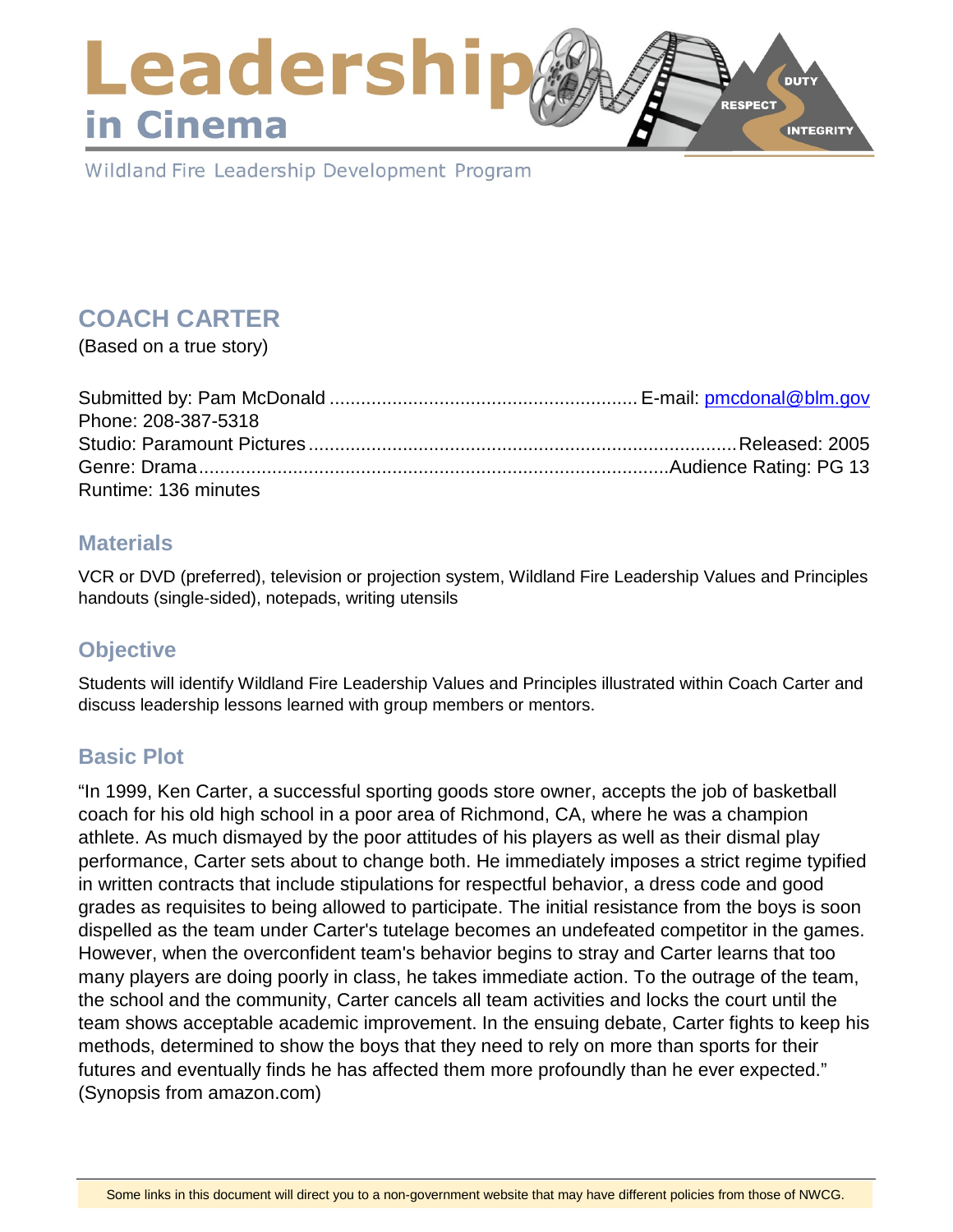# Leadership in Cinema

Wildland Fire Leadership Development Program

## COACH CARTER

(Based on a true story)

Submitted by: Pam McDonald .......................................................... E-mail: pmcdonal@blm.gov
Phone: 208-387-5318
Studio: Paramount Pictures .................................................................................. Released: 2005
Genre: Drama .......................................................................................... Audience Rating: PG 13
Runtime: 136 minutes

### Materials

VCR or DVD (preferred), television or projection system, Wildland Fire Leadership Values and Principles handouts (single-sided), notepads, writing utensils

### Objective

Students will identify Wildland Fire Leadership Values and Principles illustrated within Coach Carter and discuss leadership lessons learned with group members or mentors.

### Basic Plot

"In 1999, Ken Carter, a successful sporting goods store owner, accepts the job of basketball coach for his old high school in a poor area of Richmond, CA, where he was a champion athlete. As much dismayed by the poor attitudes of his players as well as their dismal play performance, Carter sets about to change both. He immediately imposes a strict regime typified in written contracts that include stipulations for respectful behavior, a dress code and good grades as requisites to being allowed to participate. The initial resistance from the boys is soon dispelled as the team under Carter's tutelage becomes an undefeated competitor in the games. However, when the overconfident team's behavior begins to stray and Carter learns that too many players are doing poorly in class, he takes immediate action. To the outrage of the team, the school and the community, Carter cancels all team activities and locks the court until the team shows acceptable academic improvement. In the ensuing debate, Carter fights to keep his methods, determined to show the boys that they need to rely on more than sports for their futures and eventually finds he has affected them more profoundly than he ever expected." (Synopsis from amazon.com)

Some links in this document will direct you to a non-government website that may have different policies from those of NWCG.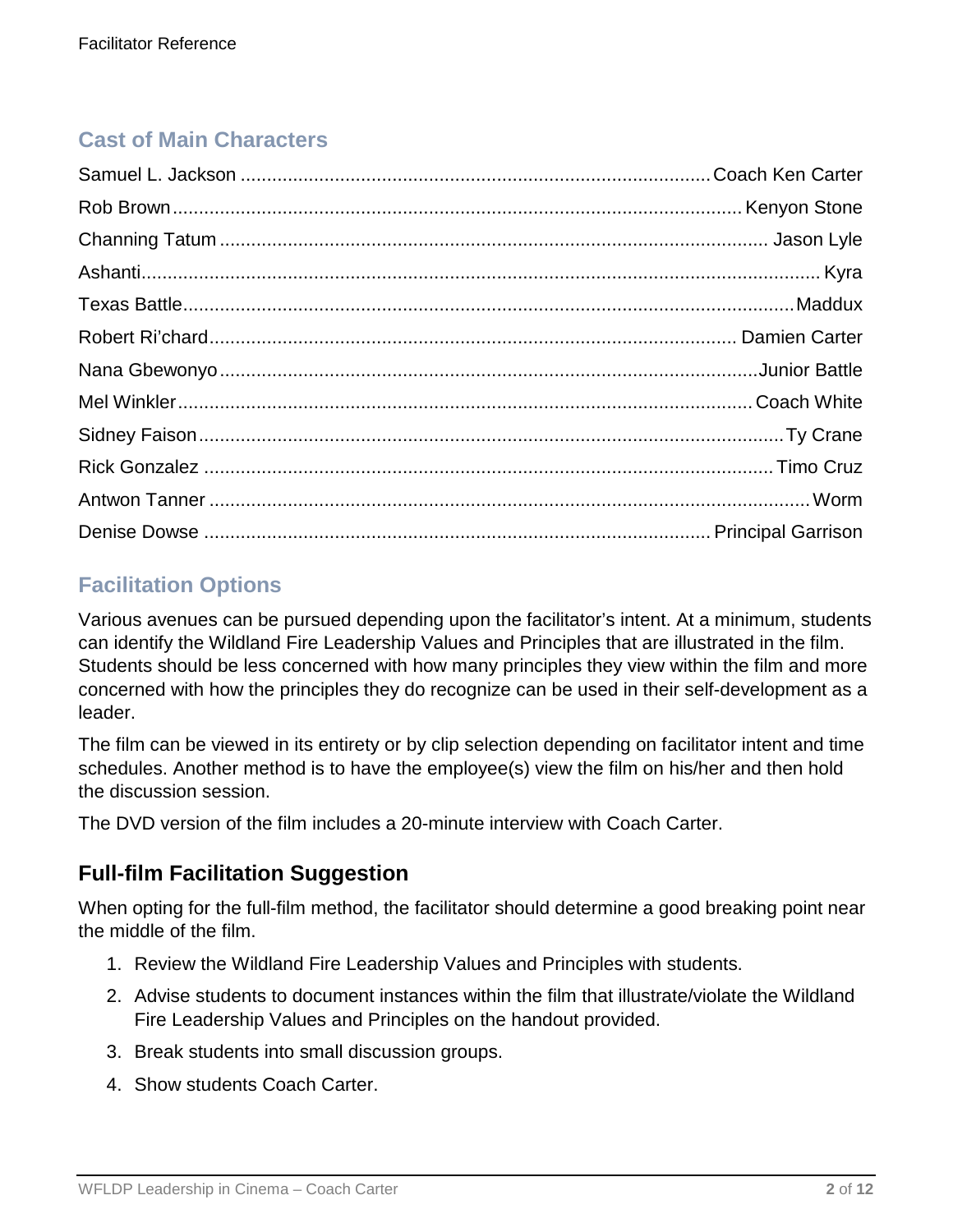## Cast of Main Characters

| Actor | Character |
| --- | --- |
| Samuel L. Jackson | Coach Ken Carter |
| Rob Brown | Kenyon Stone |
| Channing Tatum | Jason Lyle |
| Ashanti | Kyra |
| Texas Battle | Maddux |
| Robert Ri'chard | Damien Carter |
| Nana Gbewonyo | Junior Battle |
| Mel Winkler | Coach White |
| Sidney Faison | Ty Crane |
| Rick Gonzalez | Timo Cruz |
| Antwon Tanner | Worm |
| Denise Dowse | Principal Garrison |

## Facilitation Options

Various avenues can be pursued depending upon the facilitator's intent. At a minimum, students can identify the Wildland Fire Leadership Values and Principles that are illustrated in the film. Students should be less concerned with how many principles they view within the film and more concerned with how the principles they do recognize can be used in their self-development as a leader.

The film can be viewed in its entirety or by clip selection depending on facilitator intent and time schedules. Another method is to have the employee(s) view the film on his/her and then hold the discussion session.

The DVD version of the film includes a 20-minute interview with Coach Carter.

### Full-film Facilitation Suggestion

When opting for the full-film method, the facilitator should determine a good breaking point near the middle of the film.

1. Review the Wildland Fire Leadership Values and Principles with students.
2. Advise students to document instances within the film that illustrate/violate the Wildland Fire Leadership Values and Principles on the handout provided.
3. Break students into small discussion groups.
4. Show students Coach Carter.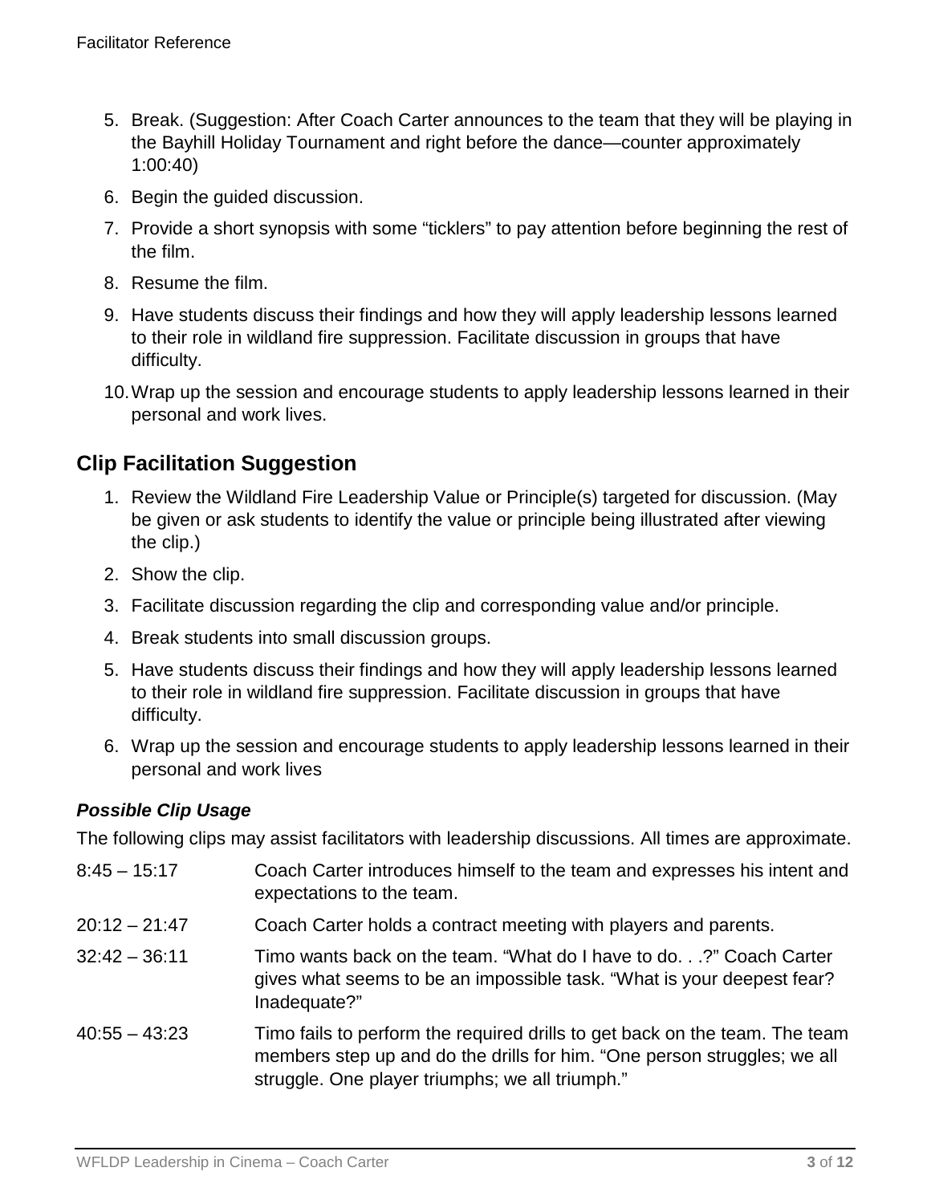5. Break. (Suggestion: After Coach Carter announces to the team that they will be playing in the Bayhill Holiday Tournament and right before the dance—counter approximately 1:00:40)
6. Begin the guided discussion.
7. Provide a short synopsis with some "ticklers" to pay attention before beginning the rest of the film.
8. Resume the film.
9. Have students discuss their findings and how they will apply leadership lessons learned to their role in wildland fire suppression. Facilitate discussion in groups that have difficulty.
10. Wrap up the session and encourage students to apply leadership lessons learned in their personal and work lives.

## Clip Facilitation Suggestion

1. Review the Wildland Fire Leadership Value or Principle(s) targeted for discussion. (May be given or ask students to identify the value or principle being illustrated after viewing the clip.)
2. Show the clip.
3. Facilitate discussion regarding the clip and corresponding value and/or principle.
4. Break students into small discussion groups.
5. Have students discuss their findings and how they will apply leadership lessons learned to their role in wildland fire suppression. Facilitate discussion in groups that have difficulty.
6. Wrap up the session and encourage students to apply leadership lessons learned in their personal and work lives

### *Possible Clip Usage*

The following clips may assist facilitators with leadership discussions. All times are approximate.

| | |
|---|---|
| 8:45 – 15:17 | Coach Carter introduces himself to the team and expresses his intent and expectations to the team. |
| 20:12 – 21:47 | Coach Carter holds a contract meeting with players and parents. |
| 32:42 – 36:11 | Timo wants back on the team. "What do I have to do. . .?" Coach Carter gives what seems to be an impossible task. "What is your deepest fear? Inadequate?" |
| 40:55 – 43:23 | Timo fails to perform the required drills to get back on the team. The team members step up and do the drills for him. "One person struggles; we all struggle. One player triumphs; we all triumph." |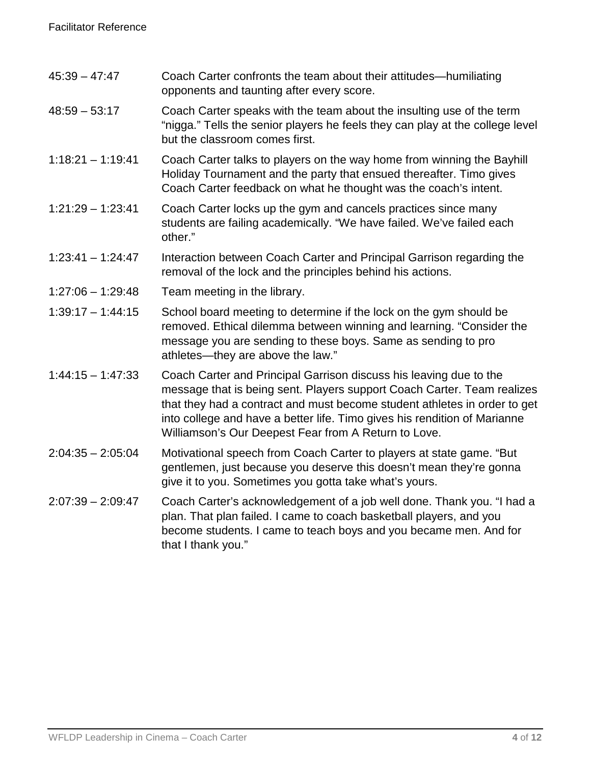| | |
|---|---|
| 45:39 – 47:47 | Coach Carter confronts the team about their attitudes—humiliating opponents and taunting after every score. |
| 48:59 – 53:17 | Coach Carter speaks with the team about the insulting use of the term "nigga." Tells the senior players he feels they can play at the college level but the classroom comes first. |
| 1:18:21 – 1:19:41 | Coach Carter talks to players on the way home from winning the Bayhill Holiday Tournament and the party that ensued thereafter. Timo gives Coach Carter feedback on what he thought was the coach's intent. |
| 1:21:29 – 1:23:41 | Coach Carter locks up the gym and cancels practices since many students are failing academically. "We have failed. We've failed each other." |
| 1:23:41 – 1:24:47 | Interaction between Coach Carter and Principal Garrison regarding the removal of the lock and the principles behind his actions. |
| 1:27:06 – 1:29:48 | Team meeting in the library. |
| 1:39:17 – 1:44:15 | School board meeting to determine if the lock on the gym should be removed. Ethical dilemma between winning and learning. "Consider the message you are sending to these boys. Same as sending to pro athletes—they are above the law." |
| 1:44:15 – 1:47:33 | Coach Carter and Principal Garrison discuss his leaving due to the message that is being sent. Players support Coach Carter. Team realizes that they had a contract and must become student athletes in order to get into college and have a better life. Timo gives his rendition of Marianne Williamson's Our Deepest Fear from A Return to Love. |
| 2:04:35 – 2:05:04 | Motivational speech from Coach Carter to players at state game. "But gentlemen, just because you deserve this doesn't mean they're gonna give it to you. Sometimes you gotta take what's yours. |
| 2:07:39 – 2:09:47 | Coach Carter's acknowledgement of a job well done. Thank you. "I had a plan. That plan failed. I came to coach basketball players, and you become students. I came to teach boys and you became men. And for that I thank you." |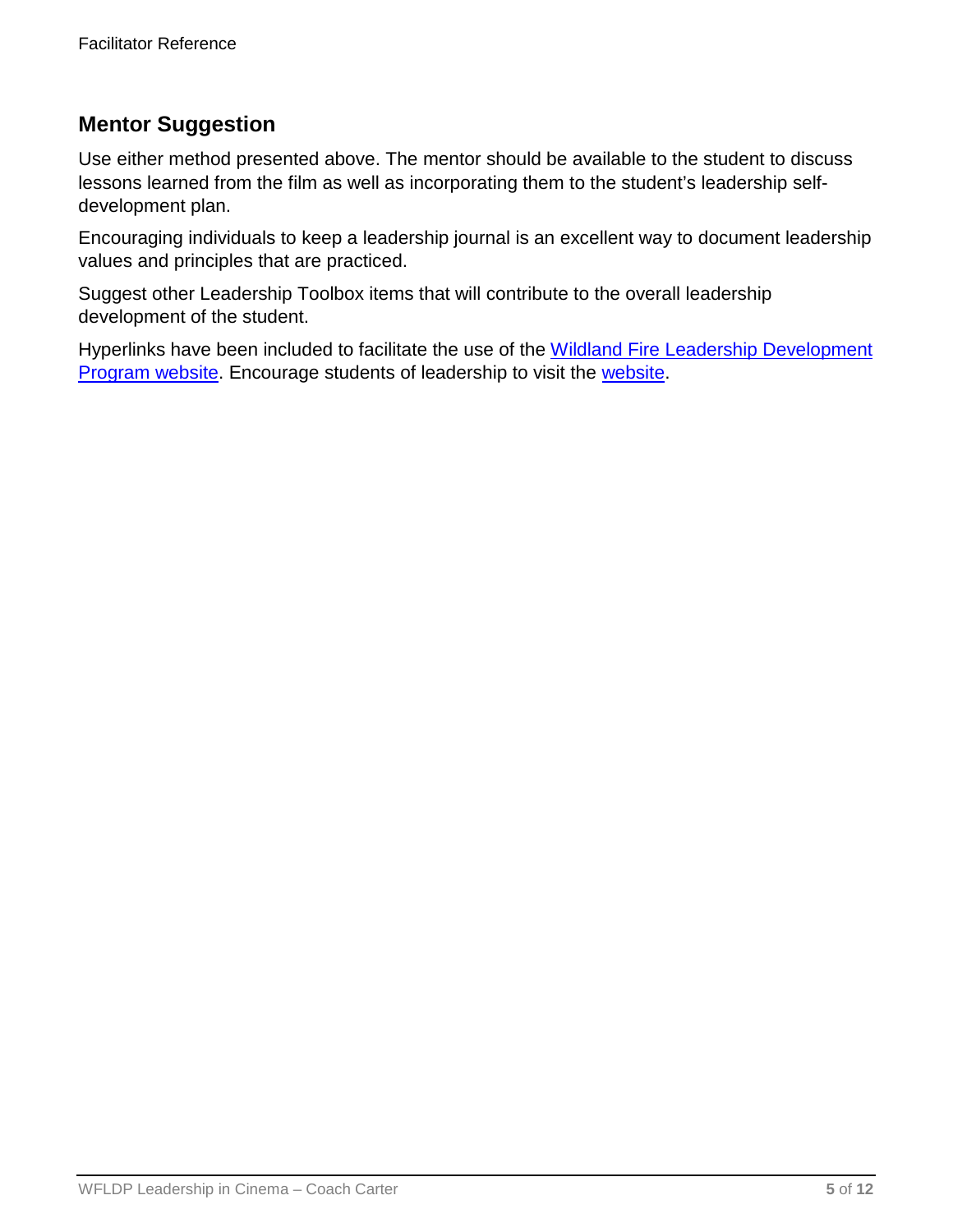## Mentor Suggestion

Use either method presented above. The mentor should be available to the student to discuss lessons learned from the film as well as incorporating them to the student's leadership self-development plan.

Encouraging individuals to keep a leadership journal is an excellent way to document leadership values and principles that are practiced.

Suggest other Leadership Toolbox items that will contribute to the overall leadership development of the student.

Hyperlinks have been included to facilitate the use of the Wildland Fire Leadership Development Program website. Encourage students of leadership to visit the website.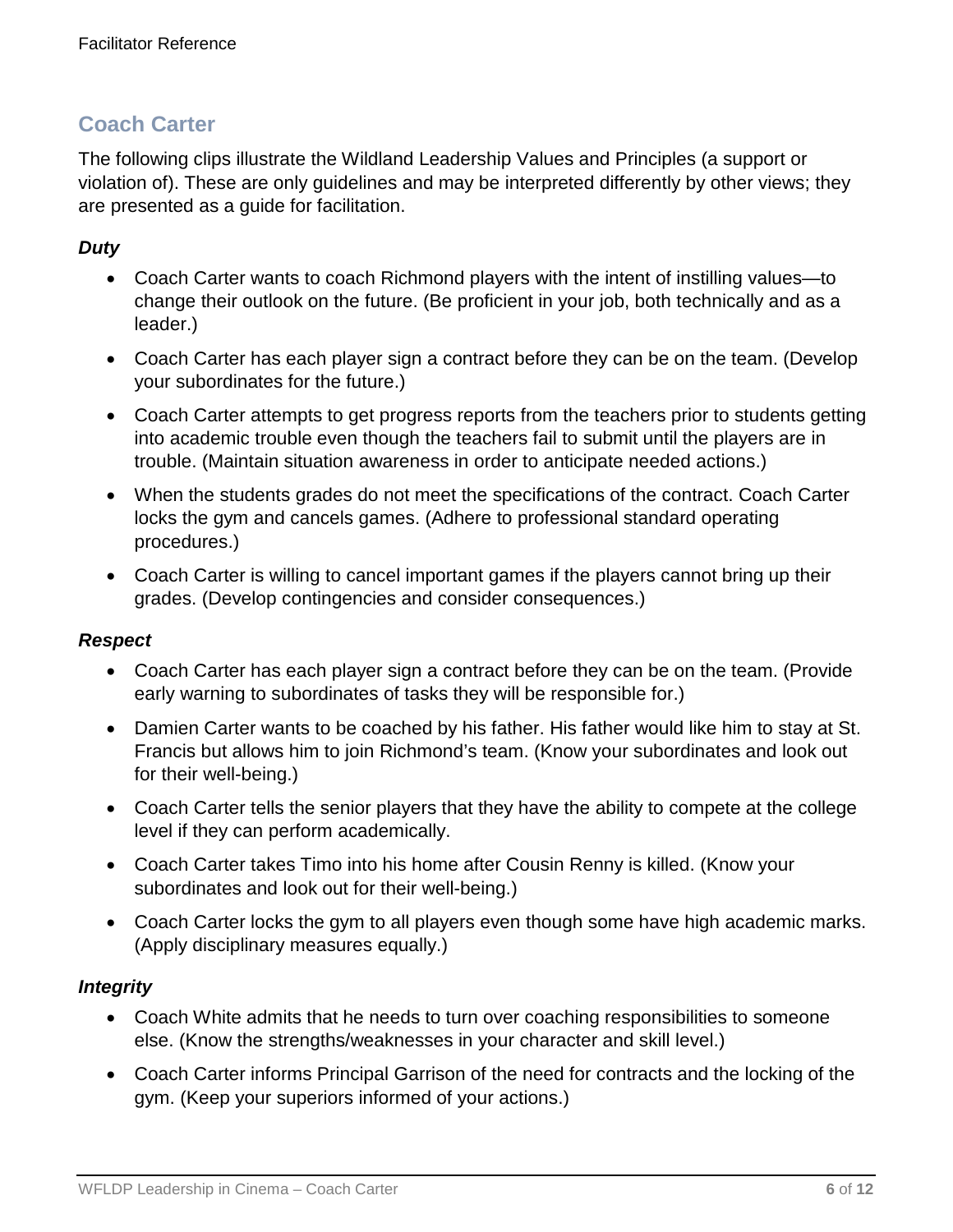## Coach Carter

The following clips illustrate the Wildland Leadership Values and Principles (a support or violation of). These are only guidelines and may be interpreted differently by other views; they are presented as a guide for facilitation.

### *Duty*

- Coach Carter wants to coach Richmond players with the intent of instilling values—to change their outlook on the future. (Be proficient in your job, both technically and as a leader.)
- Coach Carter has each player sign a contract before they can be on the team. (Develop your subordinates for the future.)
- Coach Carter attempts to get progress reports from the teachers prior to students getting into academic trouble even though the teachers fail to submit until the players are in trouble. (Maintain situation awareness in order to anticipate needed actions.)
- When the students grades do not meet the specifications of the contract. Coach Carter locks the gym and cancels games. (Adhere to professional standard operating procedures.)
- Coach Carter is willing to cancel important games if the players cannot bring up their grades. (Develop contingencies and consider consequences.)

### *Respect*

- Coach Carter has each player sign a contract before they can be on the team. (Provide early warning to subordinates of tasks they will be responsible for.)
- Damien Carter wants to be coached by his father. His father would like him to stay at St. Francis but allows him to join Richmond's team. (Know your subordinates and look out for their well-being.)
- Coach Carter tells the senior players that they have the ability to compete at the college level if they can perform academically.
- Coach Carter takes Timo into his home after Cousin Renny is killed. (Know your subordinates and look out for their well-being.)
- Coach Carter locks the gym to all players even though some have high academic marks. (Apply disciplinary measures equally.)

### *Integrity*

- Coach White admits that he needs to turn over coaching responsibilities to someone else. (Know the strengths/weaknesses in your character and skill level.)
- Coach Carter informs Principal Garrison of the need for contracts and the locking of the gym. (Keep your superiors informed of your actions.)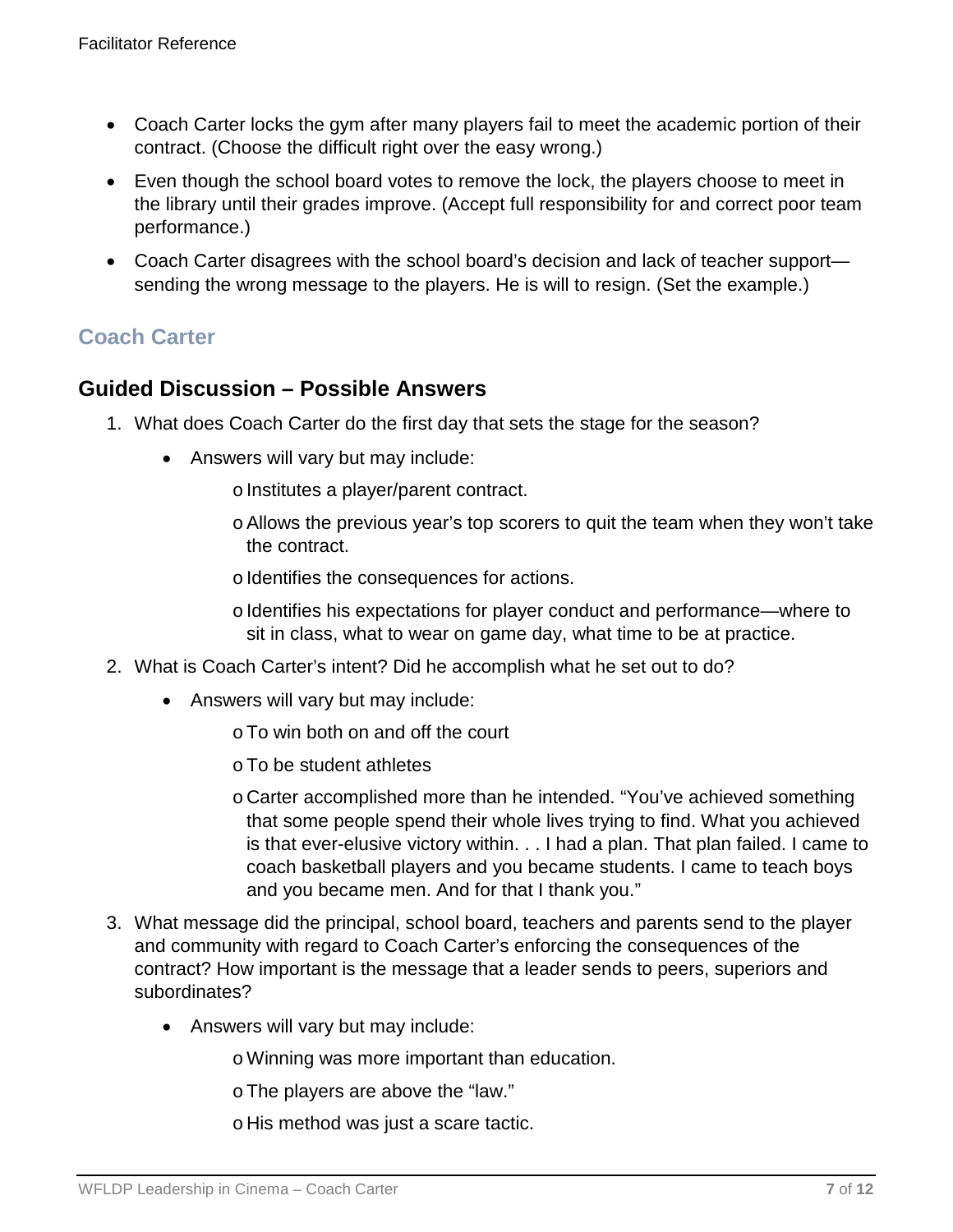- Coach Carter locks the gym after many players fail to meet the academic portion of their contract. (Choose the difficult right over the easy wrong.)
- Even though the school board votes to remove the lock, the players choose to meet in the library until their grades improve. (Accept full responsibility for and correct poor team performance.)
- Coach Carter disagrees with the school board's decision and lack of teacher support—sending the wrong message to the players. He is will to resign. (Set the example.)

## Coach Carter

### Guided Discussion – Possible Answers

1. What does Coach Carter do the first day that sets the stage for the season?
   - Answers will vary but may include:
     - Institutes a player/parent contract.
     - Allows the previous year's top scorers to quit the team when they won't take the contract.
     - Identifies the consequences for actions.
     - Identifies his expectations for player conduct and performance—where to sit in class, what to wear on game day, what time to be at practice.
2. What is Coach Carter's intent? Did he accomplish what he set out to do?
   - Answers will vary but may include:
     - To win both on and off the court
     - To be student athletes
     - Carter accomplished more than he intended. "You've achieved something that some people spend their whole lives trying to find. What you achieved is that ever-elusive victory within. . . I had a plan. That plan failed. I came to coach basketball players and you became students. I came to teach boys and you became men. And for that I thank you."
3. What message did the principal, school board, teachers and parents send to the player and community with regard to Coach Carter's enforcing the consequences of the contract? How important is the message that a leader sends to peers, superiors and subordinates?
   - Answers will vary but may include:
     - Winning was more important than education.
     - The players are above the "law."
     - His method was just a scare tactic.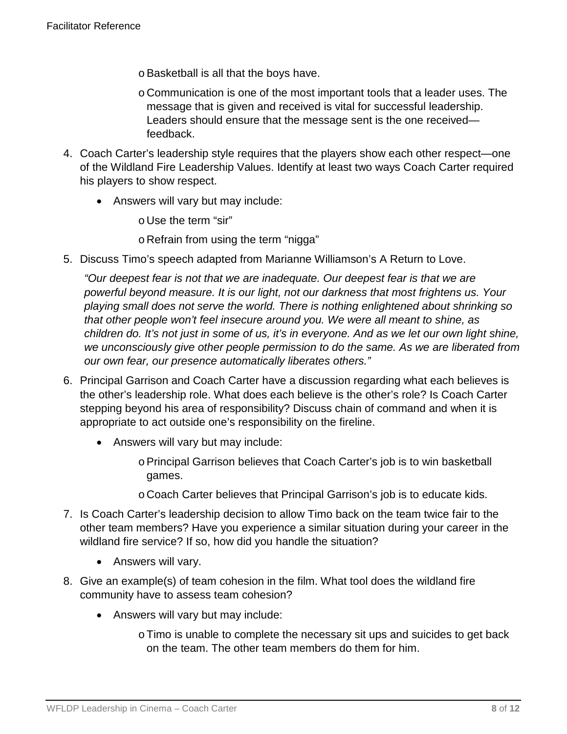- Basketball is all that the boys have.
  - Communication is one of the most important tools that a leader uses. The message that is given and received is vital for successful leadership. Leaders should ensure that the message sent is the one received—feedback.

4. Coach Carter's leadership style requires that the players show each other respect—one of the Wildland Fire Leadership Values. Identify at least two ways Coach Carter required his players to show respect.
   - Answers will vary but may include:
     - Use the term "sir"
     - Refrain from using the term "nigga"
5. Discuss Timo's speech adapted from Marianne Williamson's A Return to Love.

   *"Our deepest fear is not that we are inadequate. Our deepest fear is that we are powerful beyond measure. It is our light, not our darkness that most frightens us. Your playing small does not serve the world. There is nothing enlightened about shrinking so that other people won't feel insecure around you. We were all meant to shine, as children do. It's not just in some of us, it's in everyone. And as we let our own light shine, we unconsciously give other people permission to do the same. As we are liberated from our own fear, our presence automatically liberates others."*
6. Principal Garrison and Coach Carter have a discussion regarding what each believes is the other's leadership role. What does each believe is the other's role? Is Coach Carter stepping beyond his area of responsibility? Discuss chain of command and when it is appropriate to act outside one's responsibility on the fireline.
   - Answers will vary but may include:
     - Principal Garrison believes that Coach Carter's job is to win basketball games.
     - Coach Carter believes that Principal Garrison's job is to educate kids.
7. Is Coach Carter's leadership decision to allow Timo back on the team twice fair to the other team members? Have you experience a similar situation during your career in the wildland fire service? If so, how did you handle the situation?
   - Answers will vary.
8. Give an example(s) of team cohesion in the film. What tool does the wildland fire community have to assess team cohesion?
   - Answers will vary but may include:
     - Timo is unable to complete the necessary sit ups and suicides to get back on the team. The other team members do them for him.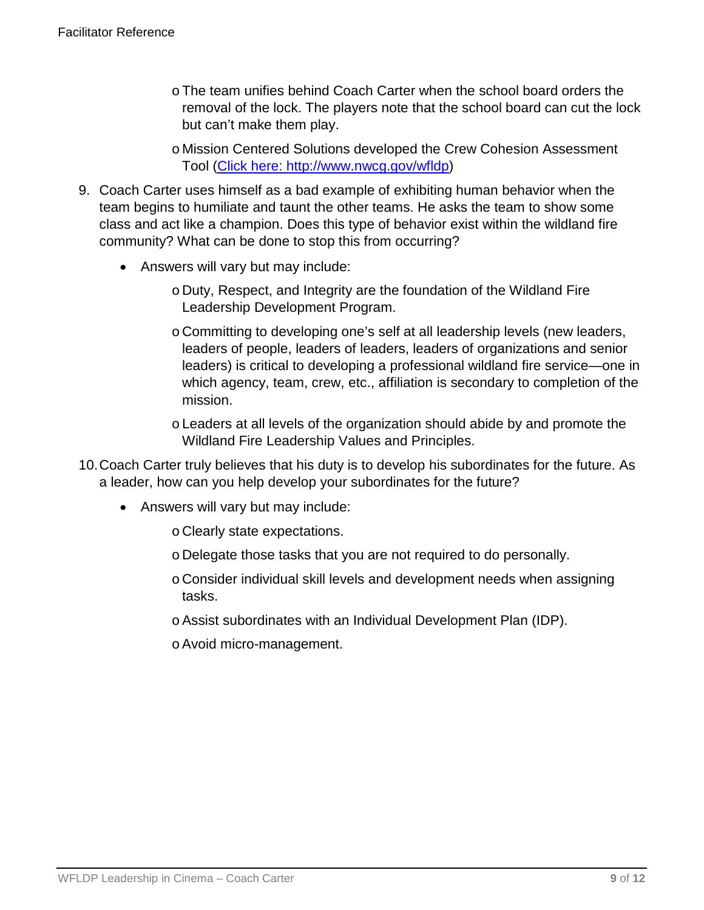- The team unifies behind Coach Carter when the school board orders the removal of the lock. The players note that the school board can cut the lock but can't make them play.
  - Mission Centered Solutions developed the Crew Cohesion Assessment Tool ([Click here: http://www.nwcg.gov/wfldp](http://www.nwcg.gov/wfldp))

9. Coach Carter uses himself as a bad example of exhibiting human behavior when the team begins to humiliate and taunt the other teams. He asks the team to show some class and act like a champion. Does this type of behavior exist within the wildland fire community? What can be done to stop this from occurring?

   - Answers will vary but may include:
     - Duty, Respect, and Integrity are the foundation of the Wildland Fire Leadership Development Program.
     - Committing to developing one's self at all leadership levels (new leaders, leaders of people, leaders of leaders, leaders of organizations and senior leaders) is critical to developing a professional wildland fire service—one in which agency, team, crew, etc., affiliation is secondary to completion of the mission.
     - Leaders at all levels of the organization should abide by and promote the Wildland Fire Leadership Values and Principles.

10. Coach Carter truly believes that his duty is to develop his subordinates for the future. As a leader, how can you help develop your subordinates for the future?

    - Answers will vary but may include:
      - Clearly state expectations.
      - Delegate those tasks that you are not required to do personally.
      - Consider individual skill levels and development needs when assigning tasks.
      - Assist subordinates with an Individual Development Plan (IDP).
      - Avoid micro-management.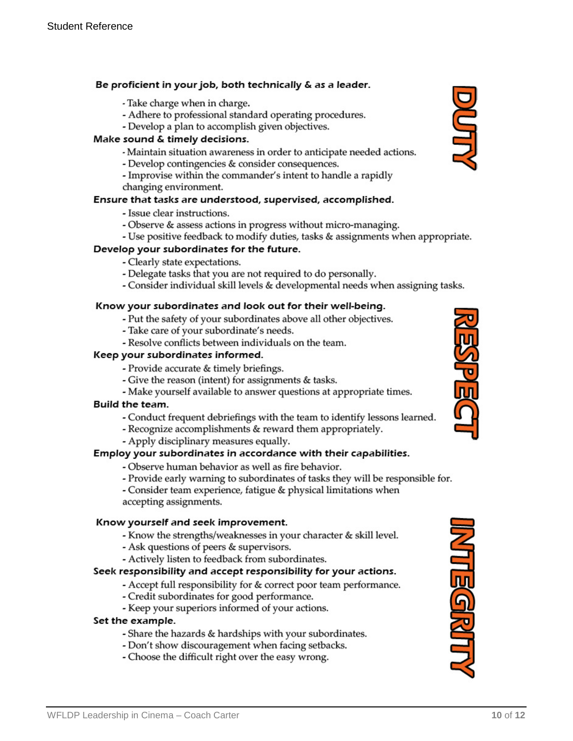## DUTY

**Be proficient in your job, both technically & as a leader.**

- Take charge when in charge.
- Adhere to professional standard operating procedures.
- Develop a plan to accomplish given objectives.

**Make sound & timely decisions.**

- Maintain situation awareness in order to anticipate needed actions.
- Develop contingencies & consider consequences.
- Improvise within the commander's intent to handle a rapidly changing environment.

**Ensure that tasks are understood, supervised, accomplished.**

- Issue clear instructions.
- Observe & assess actions in progress without micro-managing.
- Use positive feedback to modify duties, tasks & assignments when appropriate.

**Develop your subordinates for the future.**

- Clearly state expectations.
- Delegate tasks that you are not required to do personally.
- Consider individual skill levels & developmental needs when assigning tasks.

## RESPECT

**Know your subordinates and look out for their well-being.**

- Put the safety of your subordinates above all other objectives.
- Take care of your subordinate's needs.
- Resolve conflicts between individuals on the team.

**Keep your subordinates informed.**

- Provide accurate & timely briefings.
- Give the reason (intent) for assignments & tasks.
- Make yourself available to answer questions at appropriate times.

**Build the team.**

- Conduct frequent debriefings with the team to identify lessons learned.
- Recognize accomplishments & reward them appropriately.
- Apply disciplinary measures equally.

**Employ your subordinates in accordance with their capabilities.**

- Observe human behavior as well as fire behavior.
- Provide early warning to subordinates of tasks they will be responsible for.
- Consider team experience, fatigue & physical limitations when accepting assignments.

## INTEGRITY

**Know yourself and seek improvement.**

- Know the strengths/weaknesses in your character & skill level.
- Ask questions of peers & supervisors.
- Actively listen to feedback from subordinates.

**Seek responsibility and accept responsibility for your actions.**

- Accept full responsibility for & correct poor team performance.
- Credit subordinates for good performance.
- Keep your superiors informed of your actions.

**Set the example.**

- Share the hazards & hardships with your subordinates.
- Don't show discouragement when facing setbacks.
- Choose the difficult right over the easy wrong.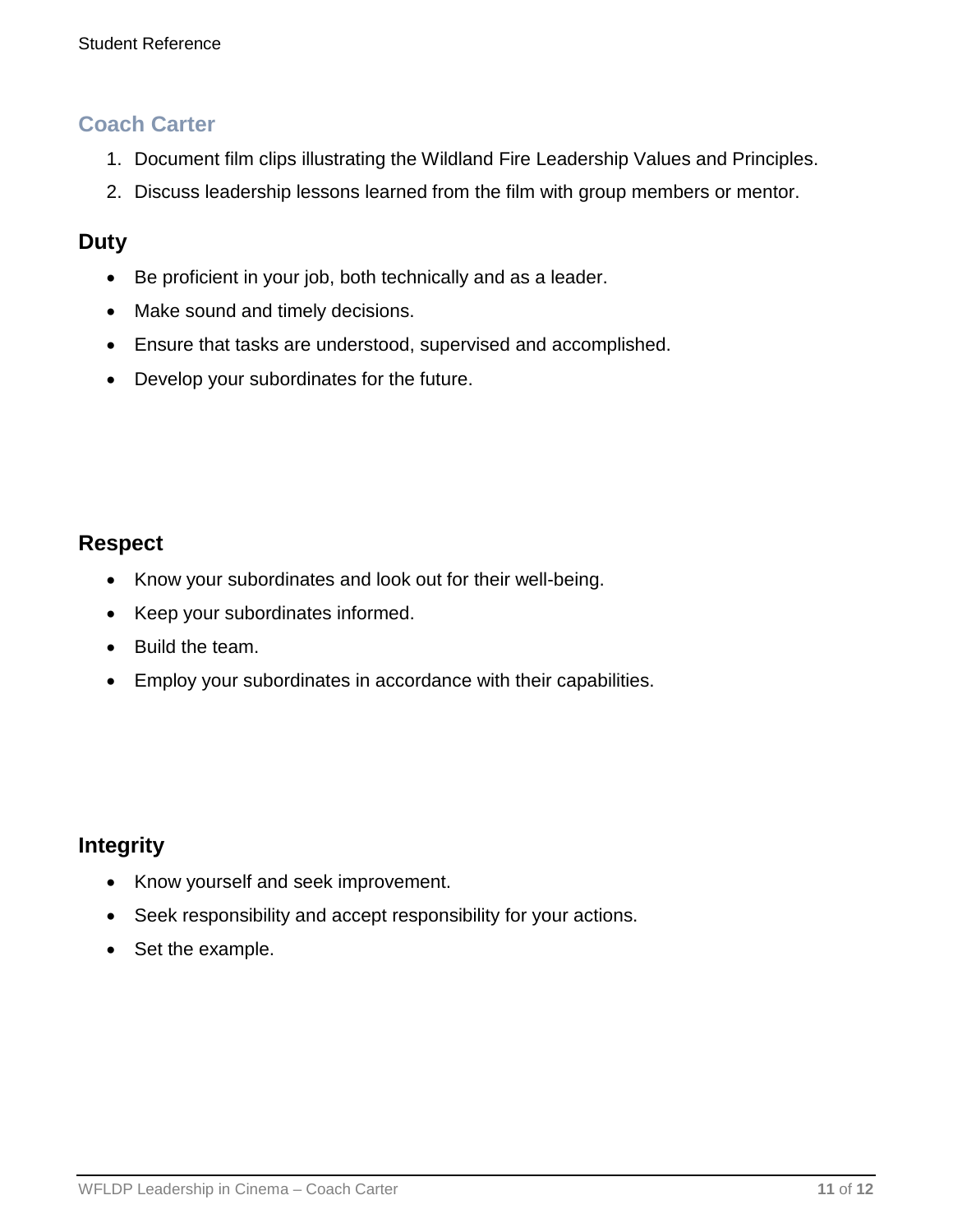## Coach Carter

1. Document film clips illustrating the Wildland Fire Leadership Values and Principles.
2. Discuss leadership lessons learned from the film with group members or mentor.

### Duty

- Be proficient in your job, both technically and as a leader.
- Make sound and timely decisions.
- Ensure that tasks are understood, supervised and accomplished.
- Develop your subordinates for the future.

### Respect

- Know your subordinates and look out for their well-being.
- Keep your subordinates informed.
- Build the team.
- Employ your subordinates in accordance with their capabilities.

### Integrity

- Know yourself and seek improvement.
- Seek responsibility and accept responsibility for your actions.
- Set the example.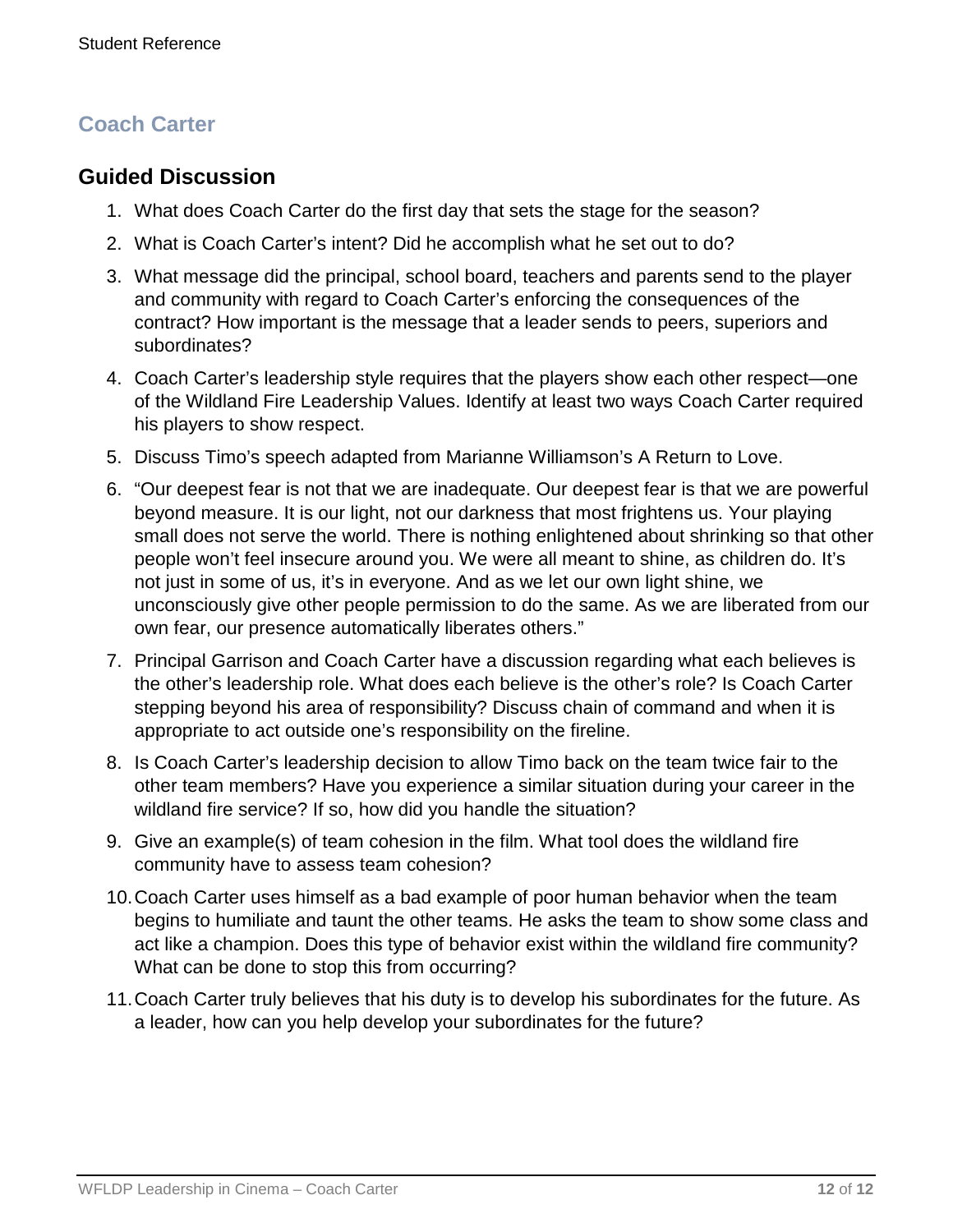## Coach Carter

### Guided Discussion

1. What does Coach Carter do the first day that sets the stage for the season?
2. What is Coach Carter's intent? Did he accomplish what he set out to do?
3. What message did the principal, school board, teachers and parents send to the player and community with regard to Coach Carter's enforcing the consequences of the contract? How important is the message that a leader sends to peers, superiors and subordinates?
4. Coach Carter's leadership style requires that the players show each other respect—one of the Wildland Fire Leadership Values. Identify at least two ways Coach Carter required his players to show respect.
5. Discuss Timo's speech adapted from Marianne Williamson's A Return to Love.
6. "Our deepest fear is not that we are inadequate. Our deepest fear is that we are powerful beyond measure. It is our light, not our darkness that most frightens us. Your playing small does not serve the world. There is nothing enlightened about shrinking so that other people won't feel insecure around you. We were all meant to shine, as children do. It's not just in some of us, it's in everyone. And as we let our own light shine, we unconsciously give other people permission to do the same. As we are liberated from our own fear, our presence automatically liberates others."
7. Principal Garrison and Coach Carter have a discussion regarding what each believes is the other's leadership role. What does each believe is the other's role? Is Coach Carter stepping beyond his area of responsibility? Discuss chain of command and when it is appropriate to act outside one's responsibility on the fireline.
8. Is Coach Carter's leadership decision to allow Timo back on the team twice fair to the other team members? Have you experience a similar situation during your career in the wildland fire service? If so, how did you handle the situation?
9. Give an example(s) of team cohesion in the film. What tool does the wildland fire community have to assess team cohesion?
10. Coach Carter uses himself as a bad example of poor human behavior when the team begins to humiliate and taunt the other teams. He asks the team to show some class and act like a champion. Does this type of behavior exist within the wildland fire community? What can be done to stop this from occurring?
11. Coach Carter truly believes that his duty is to develop his subordinates for the future. As a leader, how can you help develop your subordinates for the future?